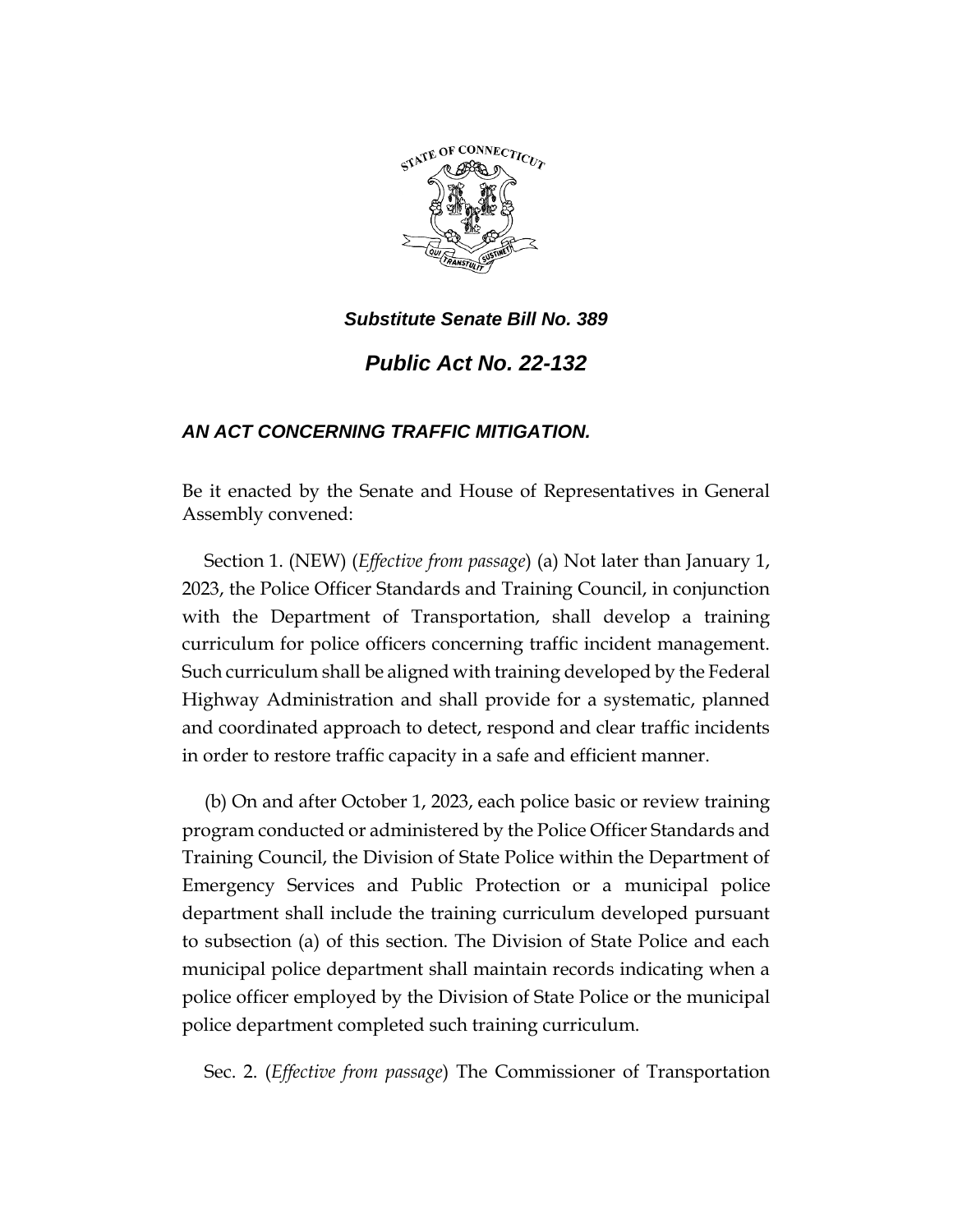***Substitute Senate Bill No. 389***

***Public Act No. 22-132***

***AN ACT CONCERNING TRAFFIC MITIGATION.***

Be it enacted by the Senate and House of Representatives in General Assembly convened:

Section 1. (NEW) (*Effective from passage*) (a) Not later than January 1, 2023, the Police Officer Standards and Training Council, in conjunction with the Department of Transportation, shall develop a training curriculum for police officers concerning traffic incident management. Such curriculum shall be aligned with training developed by the Federal Highway Administration and shall provide for a systematic, planned and coordinated approach to detect, respond and clear traffic incidents in order to restore traffic capacity in a safe and efficient manner.

(b) On and after October 1, 2023, each police basic or review training program conducted or administered by the Police Officer Standards and Training Council, the Division of State Police within the Department of Emergency Services and Public Protection or a municipal police department shall include the training curriculum developed pursuant to subsection (a) of this section. The Division of State Police and each municipal police department shall maintain records indicating when a police officer employed by the Division of State Police or the municipal police department completed such training curriculum.

Sec. 2. (*Effective from passage*) The Commissioner of Transportation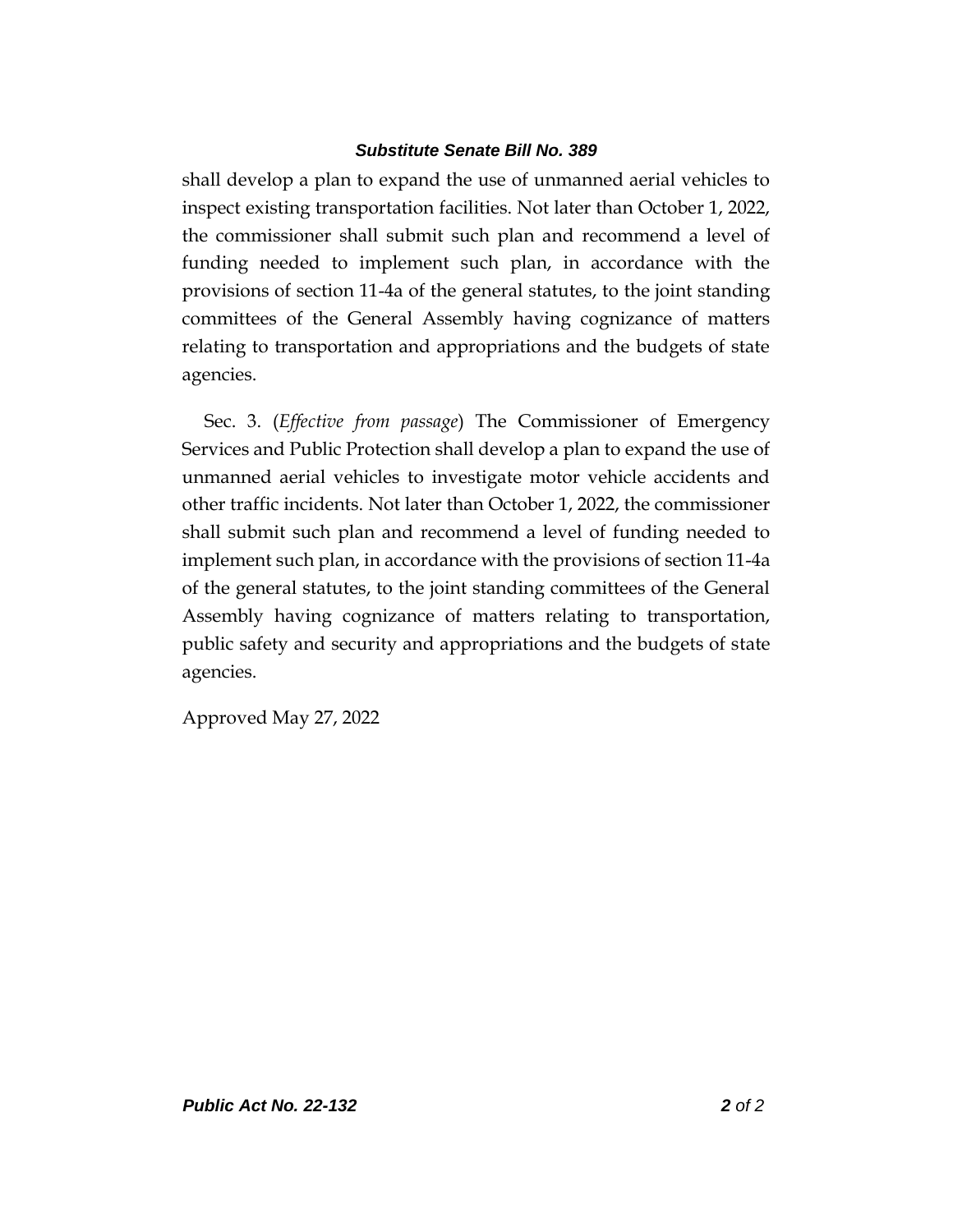shall develop a plan to expand the use of unmanned aerial vehicles to inspect existing transportation facilities. Not later than October 1, 2022, the commissioner shall submit such plan and recommend a level of funding needed to implement such plan, in accordance with the provisions of section 11-4a of the general statutes, to the joint standing committees of the General Assembly having cognizance of matters relating to transportation and appropriations and the budgets of state agencies.

Sec. 3. (*Effective from passage*) The Commissioner of Emergency Services and Public Protection shall develop a plan to expand the use of unmanned aerial vehicles to investigate motor vehicle accidents and other traffic incidents. Not later than October 1, 2022, the commissioner shall submit such plan and recommend a level of funding needed to implement such plan, in accordance with the provisions of section 11-4a of the general statutes, to the joint standing committees of the General Assembly having cognizance of matters relating to transportation, public safety and security and appropriations and the budgets of state agencies.

Approved May 27, 2022